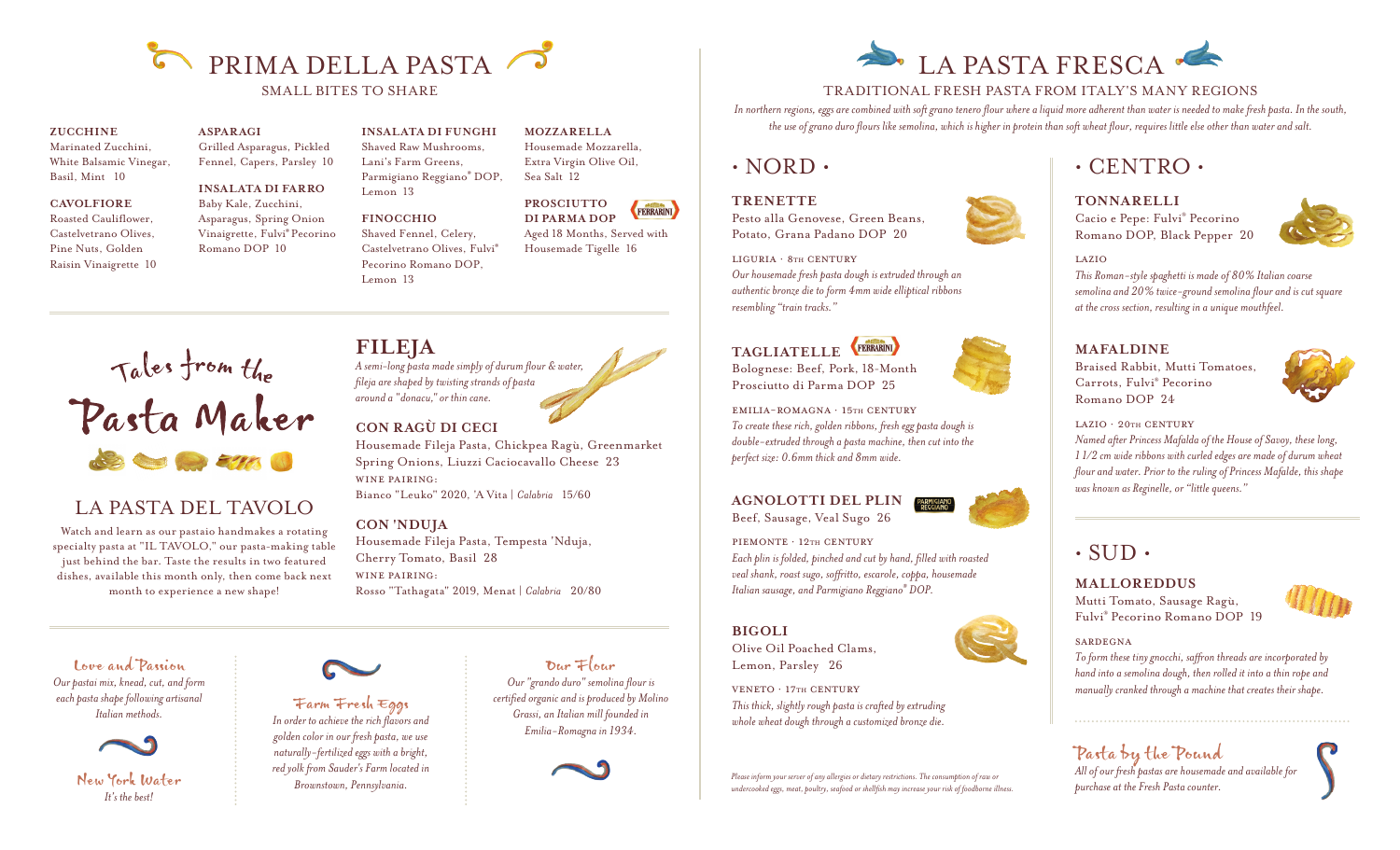# PRIMA DELLA PASTA

SMALL BITES TO SHARE

**ZUCCHINE**
Marinated Zucchini, White Balsamic Vinegar, Basil, Mint 10

**CAVOLFIORE**
Roasted Cauliflower, Castelvetrano Olives, Pine Nuts, Golden Raisin Vinaigrette 10

**ASPARAGI**
Grilled Asparagus, Pickled Fennel, Capers, Parsley 10

**INSALATA DI FARRO**
Baby Kale, Zucchini, Asparagus, Spring Onion Vinaigrette, Fulvi® Pecorino Romano DOP 10

**INSALATA DI FUNGHI**
Shaved Raw Mushrooms, Lani's Farm Greens, Parmigiano Reggiano® DOP, Lemon 13

**FINOCCHIO**
Shaved Fennel, Celery, Castelvetrano Olives, Fulvi® Pecorino Romano DOP, Lemon 13

**MOZZARELLA**
Housemade Mozzarella, Extra Virgin Olive Oil, Sea Salt 12

**PROSCIUTTO DI PARMA DOP**
Aged 18 Months, Served with Housemade Tigelle 16

## Tales from the Pasta Maker

## LA PASTA DEL TAVOLO

Watch and learn as our pastaio handmakes a rotating specialty pasta at "IL TAVOLO," our pasta-making table just behind the bar. Taste the results in two featured dishes, available this month only, then come back next month to experience a new shape!

### FILEJA

*A semi-long pasta made simply of durum flour & water, fileja are shaped by twisting strands of pasta around a "donacu," or thin cane.*

**CON RAGÙ DI CECI**
Housemade Fileja Pasta, Chickpea Ragù, Greenmarket Spring Onions, Liuzzi Caciocavallo Cheese 23
WINE PAIRING:
Bianco "Leuko" 2020, 'A Vita | *Calabria* 15/60

**CON 'NDUJA**
Housemade Fileja Pasta, Tempesta 'Nduja, Cherry Tomato, Basil 28
WINE PAIRING:
Rosso "Tathagata" 2019, Menat | *Calabria* 20/80

**Love and Passion**
*Our pastai mix, knead, cut, and form each pasta shape following artisanal Italian methods.*

**New York Water**
*It's the best!*

**Farm Fresh Eggs**
*In order to achieve the rich flavors and golden color in our fresh pasta, we use naturally-fertilized eggs with a bright, red yolk from Sauder's Farm located in Brownstown, Pennsylvania.*

**Our Flour**
*Our "grando duro" semolina flour is certified organic and is produced by Molino Grassi, an Italian mill founded in Emilia-Romagna in 1934.*

# LA PASTA FRESCA

TRADITIONAL FRESH PASTA FROM ITALY'S MANY REGIONS

*In northern regions, eggs are combined with soft grano tenero flour where a liquid more adherent than water is needed to make fresh pasta. In the south, the use of grano duro flours like semolina, which is higher in protein than soft wheat flour, requires little else other than water and salt.*

## · NORD ·

**TRENETTE**
Pesto alla Genovese, Green Beans, Potato, Grana Padano DOP 20

LIGURIA · 8TH CENTURY
*Our housemade fresh pasta dough is extruded through an authentic bronze die to form 4mm wide elliptical ribbons resembling "train tracks."*

**TAGLIATELLE**
Bolognese: Beef, Pork, 18-Month Prosciutto di Parma DOP 25

EMILIA-ROMAGNA · 15TH CENTURY
*To create these rich, golden ribbons, fresh egg pasta dough is double-extruded through a pasta machine, then cut into the perfect size: 0.6mm thick and 8mm wide.*

**AGNOLOTTI DEL PLIN**
Beef, Sausage, Veal Sugo 26

PIEMONTE · 12TH CENTURY
*Each plin is folded, pinched and cut by hand, filled with roasted veal shank, roast sugo, soffritto, escarole, coppa, housemade Italian sausage, and Parmigiano Reggiano® DOP.*

**BIGOLI**
Olive Oil Poached Clams, Lemon, Parsley 26

VENETO · 17TH CENTURY
*This thick, slightly rough pasta is crafted by extruding whole wheat dough through a customized bronze die.*

*Please inform your server of any allergies or dietary restrictions. The consumption of raw or undercooked eggs, meat, poultry, seafood or shellfish may increase your risk of foodborne illness.*

## · CENTRO ·

**TONNARELLI**
Cacio e Pepe: Fulvi® Pecorino Romano DOP, Black Pepper 20

LAZIO
*This Roman-style spaghetti is made of 80% Italian coarse semolina and 20% twice-ground semolina flour and is cut square at the cross section, resulting in a unique mouthfeel.*

**MAFALDINE**
Braised Rabbit, Mutti Tomatoes, Carrots, Fulvi® Pecorino Romano DOP 24

LAZIO · 20TH CENTURY
*Named after Princess Mafalda of the House of Savoy, these long, 1 1/2 cm wide ribbons with curled edges are made of durum wheat flour and water. Prior to the ruling of Princess Mafalde, this shape was known as Reginelle, or "little queens."*

## · SUD ·

**MALLOREDDUS**
Mutti Tomato, Sausage Ragù, Fulvi® Pecorino Romano DOP 19

SARDEGNA
*To form these tiny gnocchi, saffron threads are incorporated by hand into a semolina dough, then rolled it into a thin rope and manually cranked through a machine that creates their shape.*

**Pasta by the Pound**
*All of our fresh pastas are housemade and available for purchase at the Fresh Pasta counter.*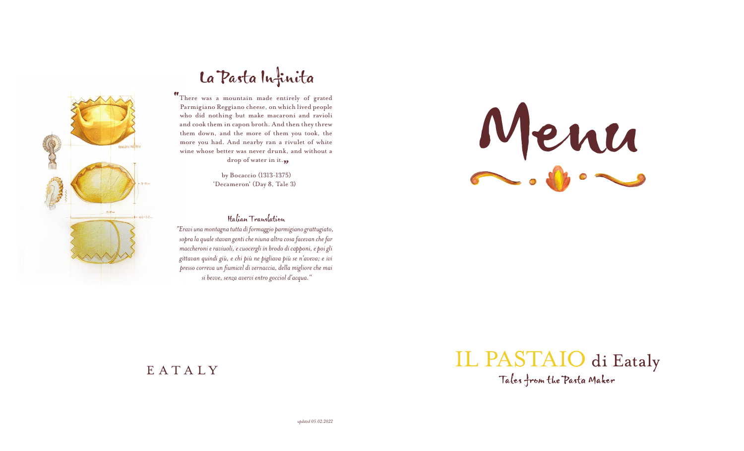# La Pasta Infinita

"There was a mountain made entirely of grated Parmigiano Reggiano cheese, on which lived people who did nothing but make macaroni and ravioli and cook them in capon broth. And then they threw them down, and the more of them you took, the more you had. And nearby ran a rivulet of white wine whose better was never drunk, and without a drop of water in it."

by Bocaccio (1313-1375)
'Decameron' (Day 8, Tale 3)

### Italian Translation

*"Eravi una montagna tutta di formaggio parmigiano grattugiato, sopra la quale stavan genti che niuna altra cosa facevan che far maccheroni e raviuoli, e cuocergli in brodo di capponi, e poi gli gittavan quindi giù, e chi più ne pigliava più se n'aveva; e ivi presso correva un fiumicel di vernaccia, della migliore che mai si bevve, senza avervi entro gocciol d'acqua."*

EATALY

# Menu

## IL PASTAIO di Eataly

Tales from the Pasta Maker

*updated 05.02.2022*